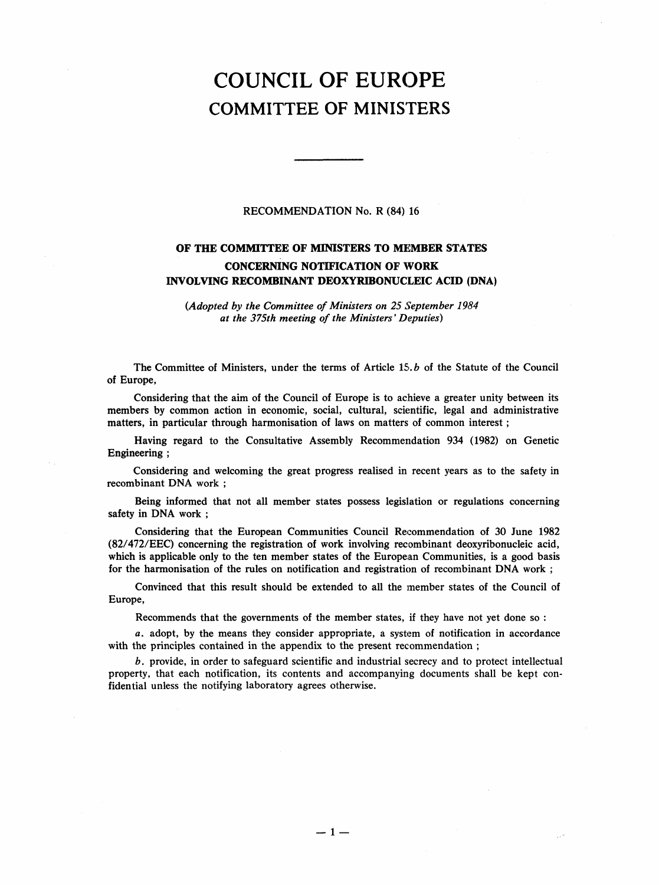# COUNCIL OF EUROPE
# COMMITTEE OF MINISTERS

---

RECOMMENDATION No. R (84) 16

## OF THE COMMITTEE OF MINISTERS TO MEMBER STATES CONCERNING NOTIFICATION OF WORK INVOLVING RECOMBINANT DEOXYRIBONUCLEIC ACID (DNA)

*(Adopted by the Committee of Ministers on 25 September 1984 at the 375th meeting of the Ministers' Deputies)*

The Committee of Ministers, under the terms of Article 15.*b* of the Statute of the Council of Europe,

Considering that the aim of the Council of Europe is to achieve a greater unity between its members by common action in economic, social, cultural, scientific, legal and administrative matters, in particular through harmonisation of laws on matters of common interest ;

Having regard to the Consultative Assembly Recommendation 934 (1982) on Genetic Engineering ;

Considering and welcoming the great progress realised in recent years as to the safety in recombinant DNA work ;

Being informed that not all member states possess legislation or regulations concerning safety in DNA work ;

Considering that the European Communities Council Recommendation of 30 June 1982 (82/472/EEC) concerning the registration of work involving recombinant deoxyribonucleic acid, which is applicable only to the ten member states of the European Communities, is a good basis for the harmonisation of the rules on notification and registration of recombinant DNA work ;

Convinced that this result should be extended to all the member states of the Council of Europe,

Recommends that the governments of the member states, if they have not yet done so :

*a*. adopt, by the means they consider appropriate, a system of notification in accordance with the principles contained in the appendix to the present recommendation ;

*b*. provide, in order to safeguard scientific and industrial secrecy and to protect intellectual property, that each notification, its contents and accompanying documents shall be kept confidential unless the notifying laboratory agrees otherwise.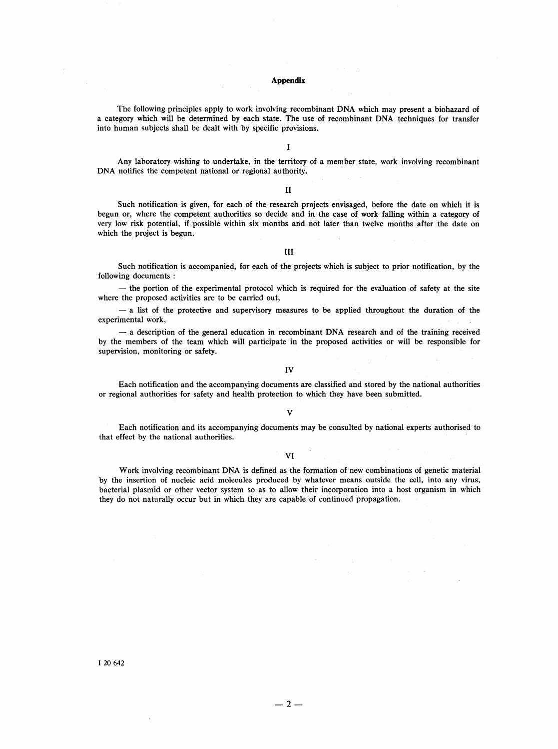## Appendix

The following principles apply to work involving recombinant DNA which may present a biohazard of a category which will be determined by each state. The use of recombinant DNA techniques for transfer into human subjects shall be dealt with by specific provisions.

### I

Any laboratory wishing to undertake, in the territory of a member state, work involving recombinant DNA notifies the competent national or regional authority.

### II

Such notification is given, for each of the research projects envisaged, before the date on which it is begun or, where the competent authorities so decide and in the case of work falling within a category of very low risk potential, if possible within six months and not later than twelve months after the date on which the project is begun.

### III

Such notification is accompanied, for each of the projects which is subject to prior notification, by the following documents :

— the portion of the experimental protocol which is required for the evaluation of safety at the site where the proposed activities are to be carried out,

— a list of the protective and supervisory measures to be applied throughout the duration of the experimental work,

— a description of the general education in recombinant DNA research and of the training received by the members of the team which will participate in the proposed activities or will be responsible for supervision, monitoring or safety.

### IV

Each notification and the accompanying documents are classified and stored by the national authorities or regional authorities for safety and health protection to which they have been submitted.

### V

Each notification and its accompanying documents may be consulted by national experts authorised to that effect by the national authorities.

### VI

Work involving recombinant DNA is defined as the formation of new combinations of genetic material by the insertion of nucleic acid molecules produced by whatever means outside the cell, into any virus, bacterial plasmid or other vector system so as to allow their incorporation into a host organism in which they do not naturally occur but in which they are capable of continued propagation.

I 20 642